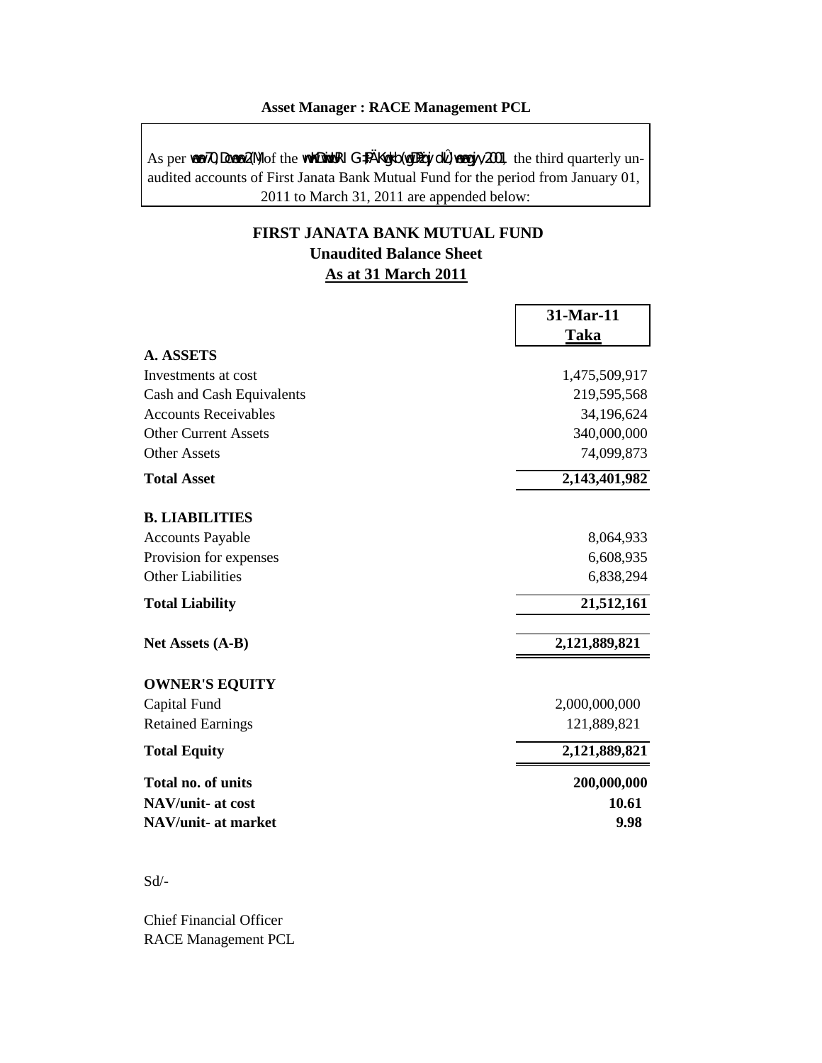**Asset Manager : RACE Management PCL**

As per wewa 70, Dcwewa 2(M) of the wmKDwiwUR I G·‡PÄ Kwgkb (wgDPz¨qvj dvÛ) wewagvjv, 2001, the third quarterly un-audited accounts of First Janata Bank Mutual Fund for the period from January 01, 2011 to March 31, 2011 are appended below:

## FIRST JANATA BANK MUTUAL FUND
### Unaudited Balance Sheet
### As at 31 March 2011

| | 31-Mar-11 Taka |
|---|---|
| **A. ASSETS** | |
| Investments at cost | 1,475,509,917 |
| Cash and Cash Equivalents | 219,595,568 |
| Accounts Receivables | 34,196,624 |
| Other Current Assets | 340,000,000 |
| Other Assets | 74,099,873 |
| **Total Asset** | **2,143,401,982** |
| **B. LIABILITIES** | |
| Accounts Payable | 8,064,933 |
| Provision for expenses | 6,608,935 |
| Other Liabilities | 6,838,294 |
| **Total Liability** | **21,512,161** |
| **Net Assets (A-B)** | **2,121,889,821** |
| **OWNER'S EQUITY** | |
| Capital Fund | 2,000,000,000 |
| Retained Earnings | 121,889,821 |
| **Total Equity** | **2,121,889,821** |
| **Total no. of units** | **200,000,000** |
| **NAV/unit- at cost** | **10.61** |
| **NAV/unit- at market** | **9.98** |

Sd/-

Chief Financial Officer
RACE Management PCL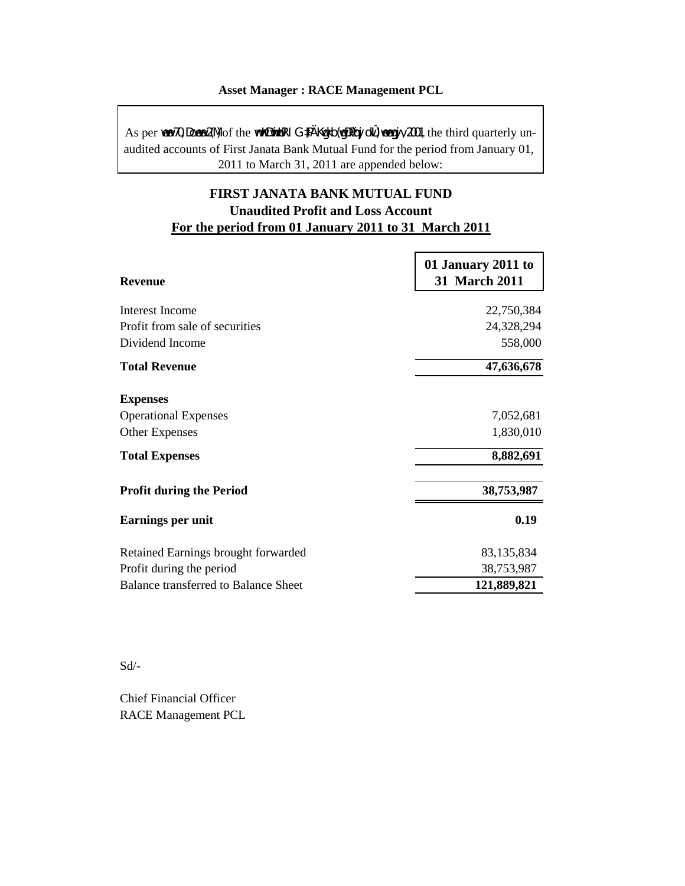**Asset Manager : RACE Management PCL**

As per wewa 70, Dcwewa 2(M) of the wmwKDwiwUR I G‡PÄ Kwgkb (wgDPz¨qvj dvÛ) wewagvjv, 2001, the third quarterly un-audited accounts of First Janata Bank Mutual Fund for the period from January 01, 2011 to March 31, 2011 are appended below:

## FIRST JANATA BANK MUTUAL FUND
## Unaudited Profit and Loss Account
## For the period from 01 January 2011 to 31 March 2011

| | 01 January 2011 to 31 March 2011 |
|---|---|
| **Revenue** | |
| Interest Income | 22,750,384 |
| Profit from sale of securities | 24,328,294 |
| Dividend Income | 558,000 |
| **Total Revenue** | **47,636,678** |
| **Expenses** | |
| Operational Expenses | 7,052,681 |
| Other Expenses | 1,830,010 |
| **Total Expenses** | **8,882,691** |
| **Profit during the Period** | **38,753,987** |
| **Earnings per unit** | **0.19** |
| Retained Earnings brought forwarded | 83,135,834 |
| Profit during the period | 38,753,987 |
| Balance transferred to Balance Sheet | **121,889,821** |

Sd/-

Chief Financial Officer
RACE Management PCL